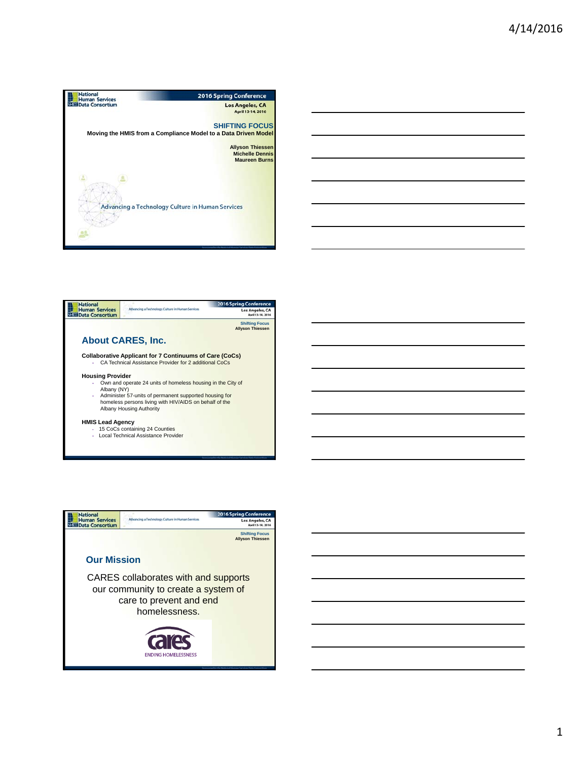# SHIFTING FOCUS

**Moving the HMIS from a Compliance Model to a Data Driven Model**

**Allyson Thiessen**
**Michelle Dennis**
**Maureen Burns**

Advancing a Technology Culture in Human Services

## About CARES, Inc.

**Collaborative Applicant for 7 Continuums of Care (CoCs)**

- CA Technical Assistance Provider for 2 additional CoCs

**Housing Provider**

- Own and operate 24 units of homeless housing in the City of Albany (NY)
- Administer 57-units of permanent supported housing for homeless persons living with HIV/AIDS on behalf of the Albany Housing Authority

**HMIS Lead Agency**

- 15 CoCs containing 24 Counties
- Local Technical Assistance Provider

## Our Mission

CARES collaborates with and supports our community to create a system of care to prevent and end homelessness.

cares
ENDING HOMELESSNESS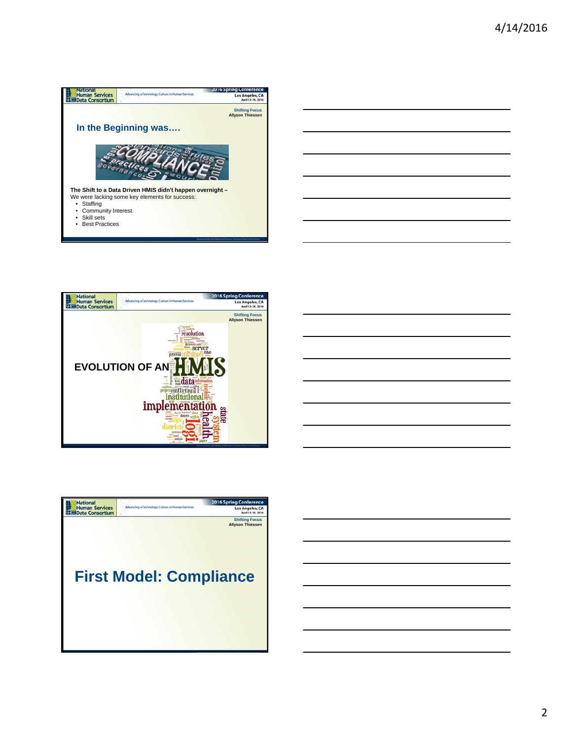## In the Beginning was….

**The Shift to a Data Driven HMIS didn't happen overnight –**
We were lacking some key elements for success:

- Staffing
- Community Interest
- Skill sets
- Best Practices

---

## EVOLUTION OF AN HMIS

---

# First Model: Compliance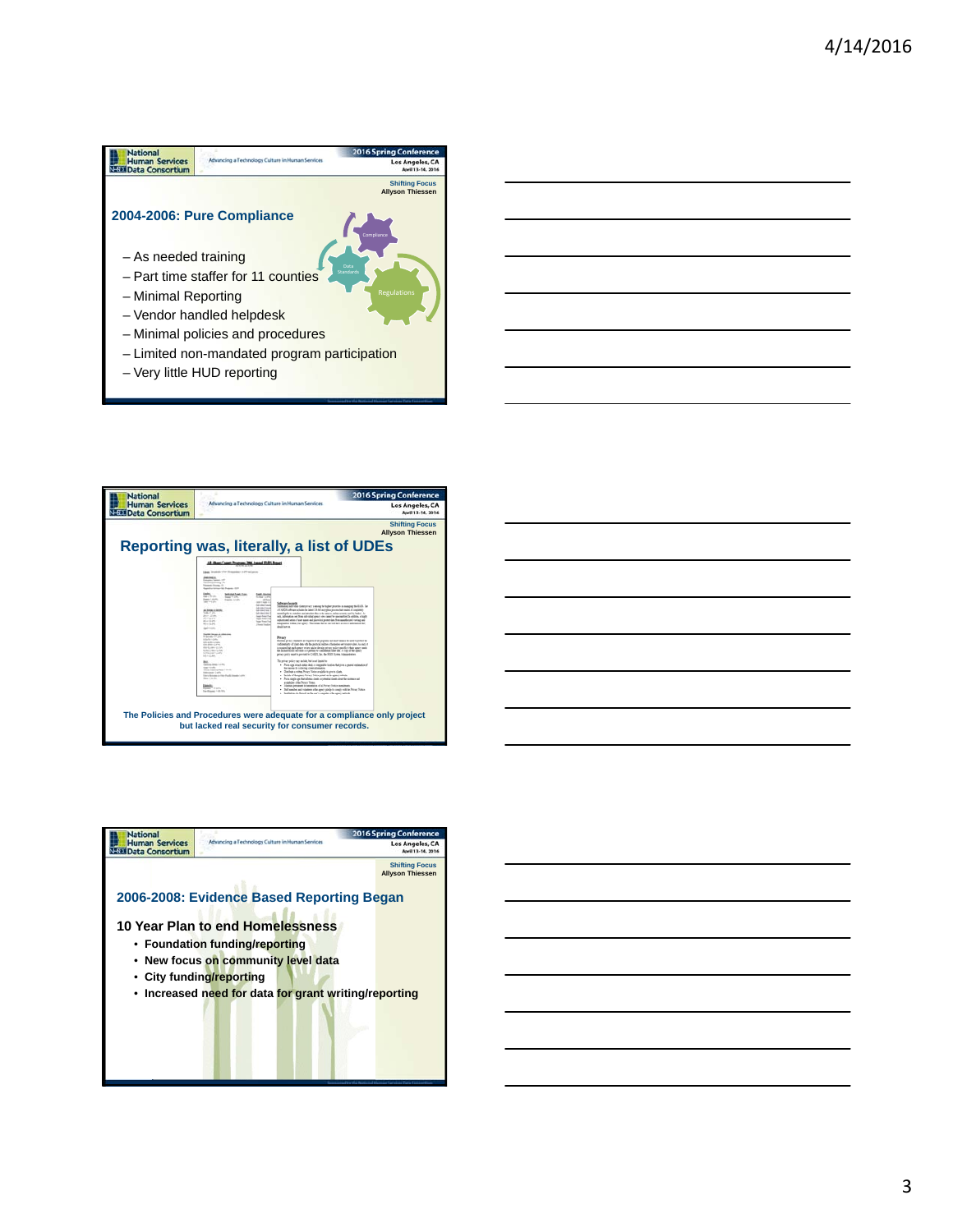## 2004-2006: Pure Compliance

- As needed training
- Part time staffer for 11 counties
- Minimal Reporting
- Vendor handled helpdesk
- Minimal policies and procedures
- Limited non-mandated program participation
- Very little HUD reporting

## Reporting was, literally, a list of UDEs

The Policies and Procedures were adequate for a compliance only project but lacked real security for consumer records.

## 2006-2008: Evidence Based Reporting Began

**10 Year Plan to end Homelessness**

- **Foundation funding/reporting**
- **New focus on community level data**
- **City funding/reporting**
- **Increased need for data for grant writing/reporting**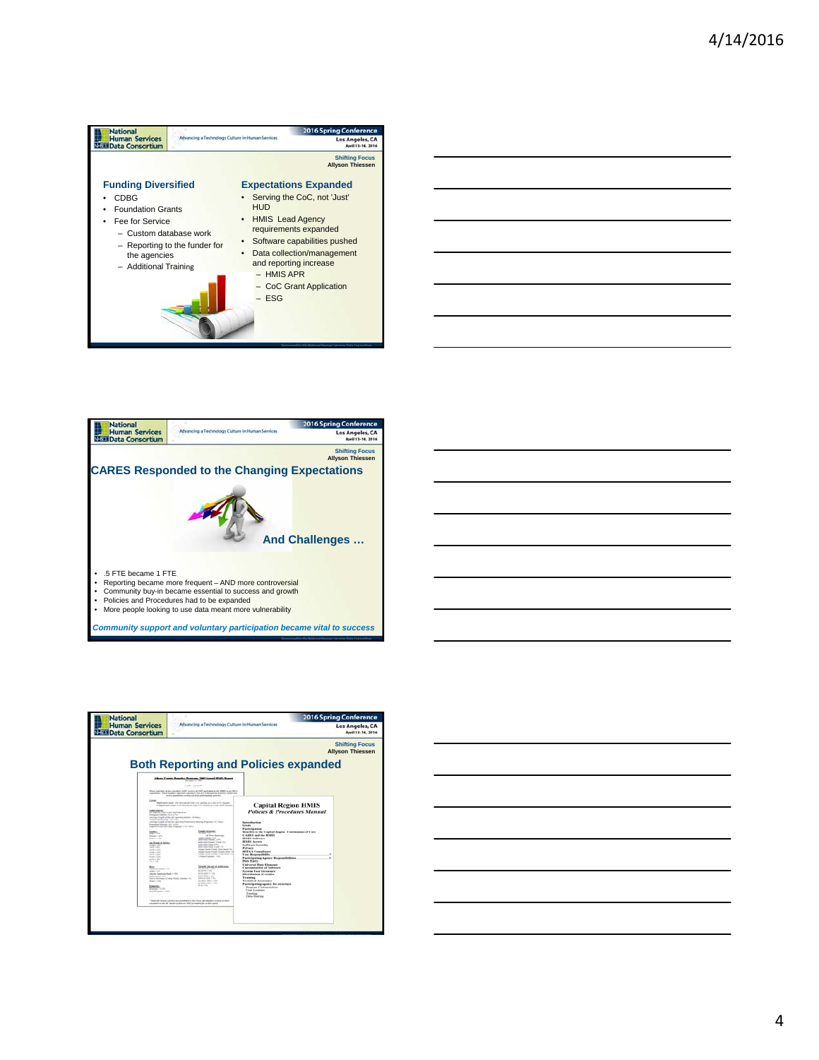## Funding Diversified

- CDBG
- Foundation Grants
- Fee for Service
  - Custom database work
  - Reporting to the funder for the agencies
  - Additional Training

## Expectations Expanded

- Serving the CoC, not 'Just' HUD
- HMIS Lead Agency requirements expanded
- Software capabilities pushed
- Data collection/management and reporting increase
  - HMIS APR
  - CoC Grant Application
  - ESG

## CARES Responded to the Changing Expectations

**And Challenges …**

- .5 FTE became 1 FTE
- Reporting became more frequent – AND more controversial
- Community buy-in became essential to success and growth
- Policies and Procedures had to be expanded
- More people looking to use data meant more vulnerability

***Community support and voluntary participation became vital to success***

## Both Reporting and Policies expanded

Capital Region HMIS
*Policies & Procedures Manual*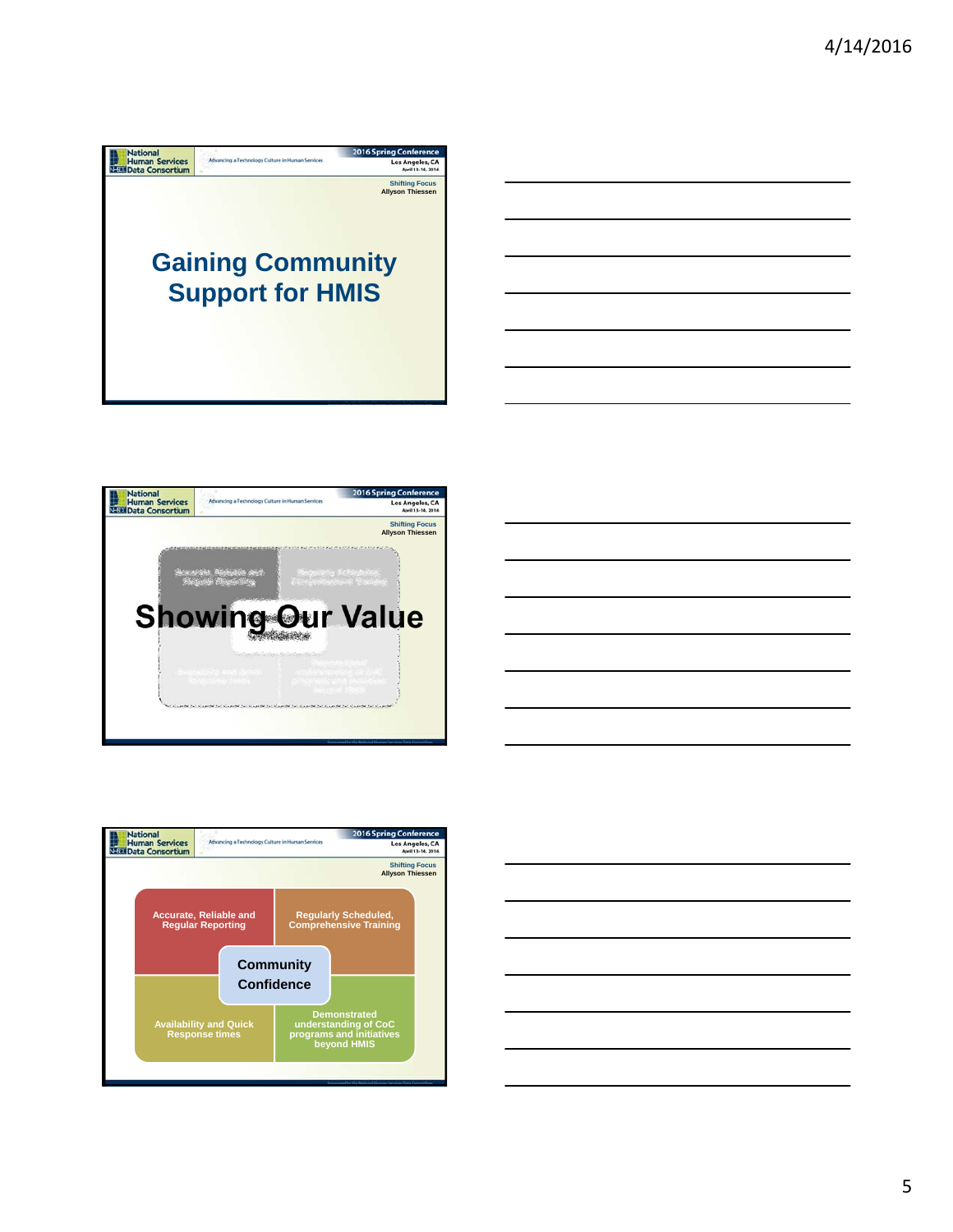## Gaining Community Support for HMIS

Shifting Focus
Allyson Thiessen

---

## Showing Our Value

Shifting Focus
Allyson Thiessen

---

Shifting Focus
Allyson Thiessen

- Accurate, Reliable and Regular Reporting
- Regularly Scheduled, Comprehensive Training
- Community Confidence
- Availability and Quick Response times
- Demonstrated understanding of CoC programs and initiatives beyond HMIS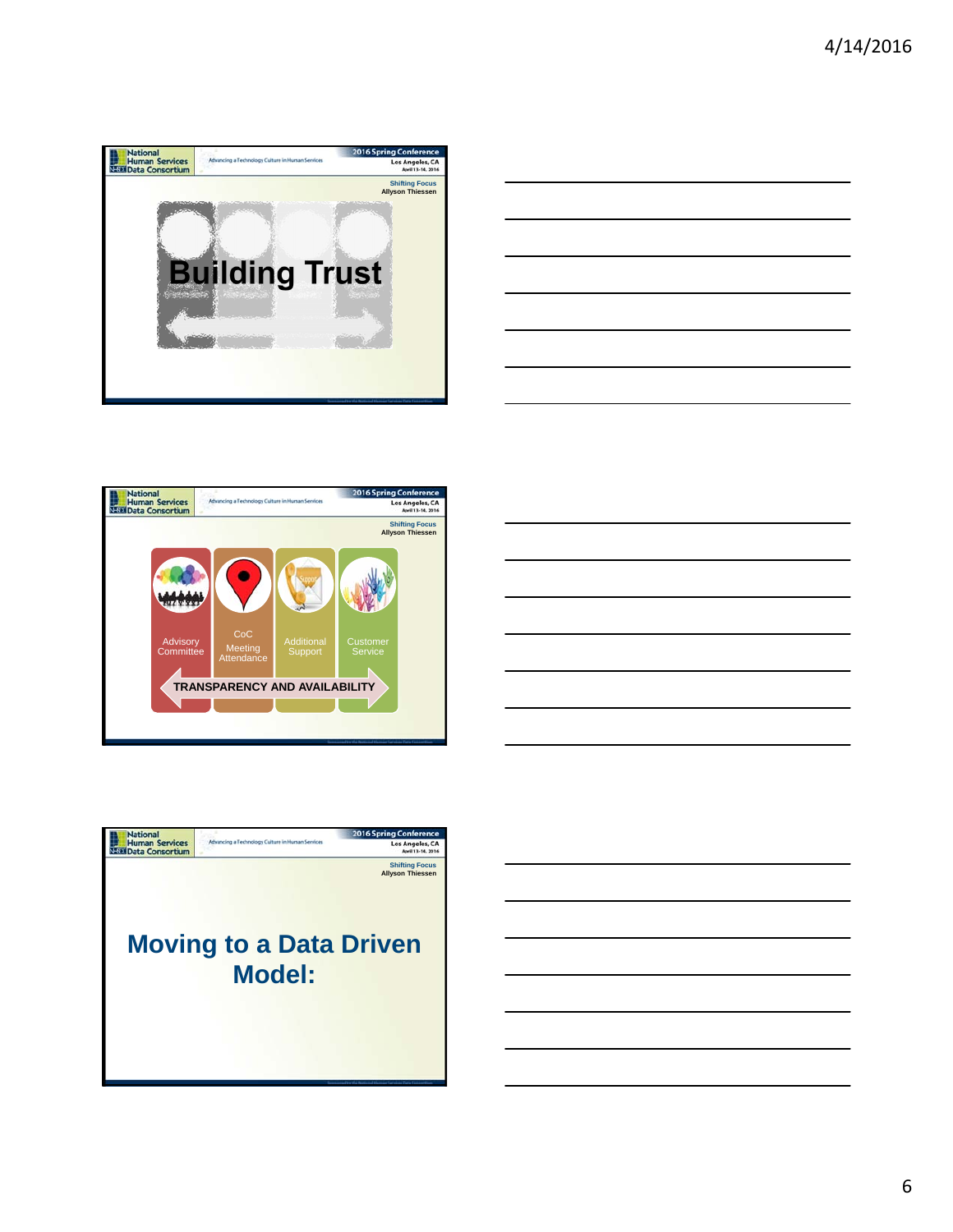**National Human Services Data Consortium** — Advancing a Technology Culture in Human Services — 2016 Spring Conference, Los Angeles, CA, April 13-14, 2016

Shifting Focus
Allyson Thiessen

# Building Trust

---

**National Human Services Data Consortium** — Advancing a Technology Culture in Human Services — 2016 Spring Conference, Los Angeles, CA, April 13-14, 2016

Shifting Focus
Allyson Thiessen

- Advisory Committee
- CoC Meeting Attendance
- Additional Support
- Customer Service

TRANSPARENCY AND AVAILABILITY

---

**National Human Services Data Consortium** — Advancing a Technology Culture in Human Services — 2016 Spring Conference, Los Angeles, CA, April 13-14, 2016

Shifting Focus
Allyson Thiessen

# Moving to a Data Driven Model: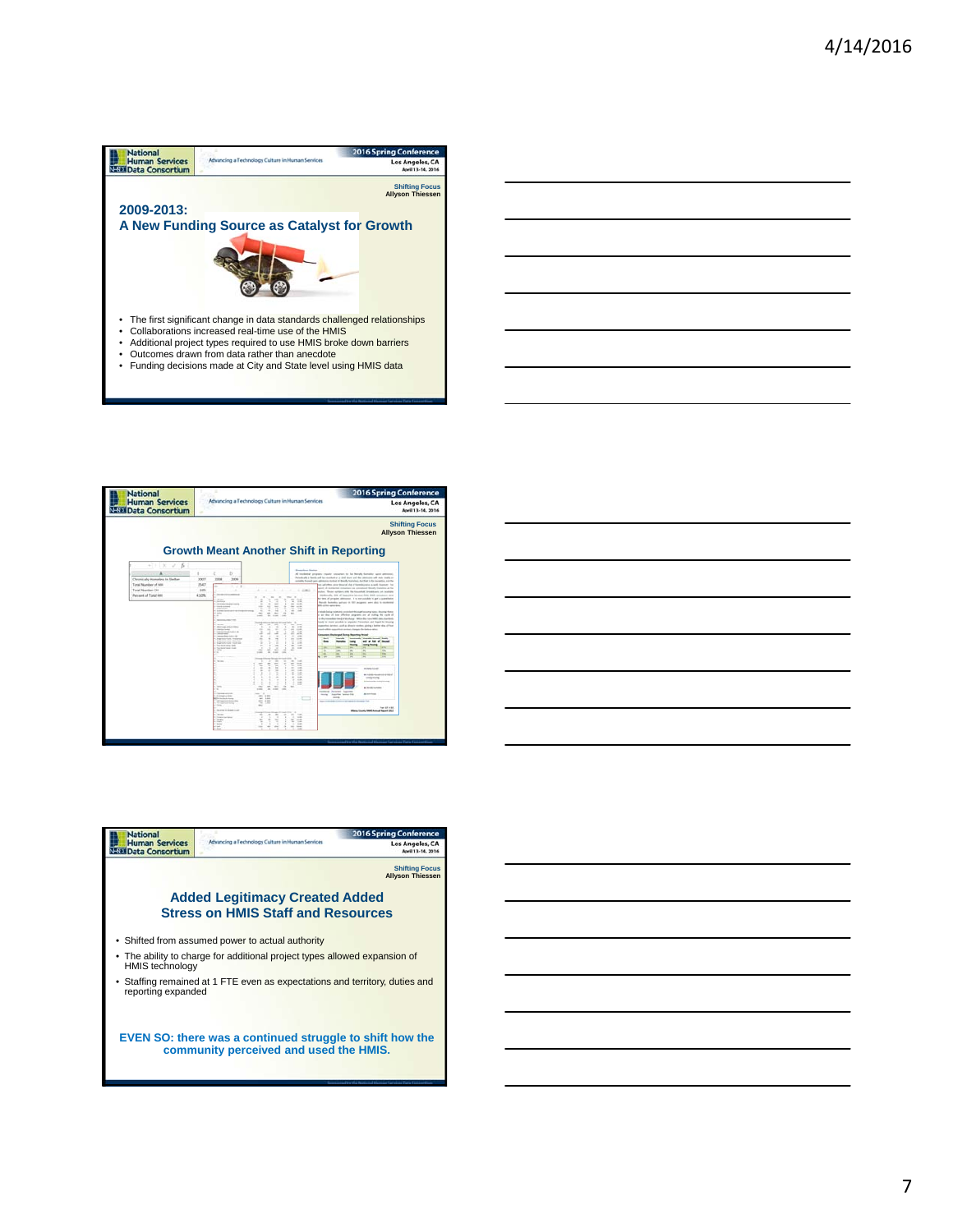## 2009-2013: A New Funding Source as Catalyst for Growth

- The first significant change in data standards challenged relationships
- Collaborations increased real-time use of the HMIS
- Additional project types required to use HMIS broke down barriers
- Outcomes drawn from data rather than anecdote
- Funding decisions made at City and State level using HMIS data

## Growth Meant Another Shift in Reporting

## Added Legitimacy Created Added Stress on HMIS Staff and Resources

- Shifted from assumed power to actual authority
- The ability to charge for additional project types allowed expansion of HMIS technology
- Staffing remained at 1 FTE even as expectations and territory, duties and reporting expanded

**EVEN SO: there was a continued struggle to shift how the community perceived and used the HMIS.**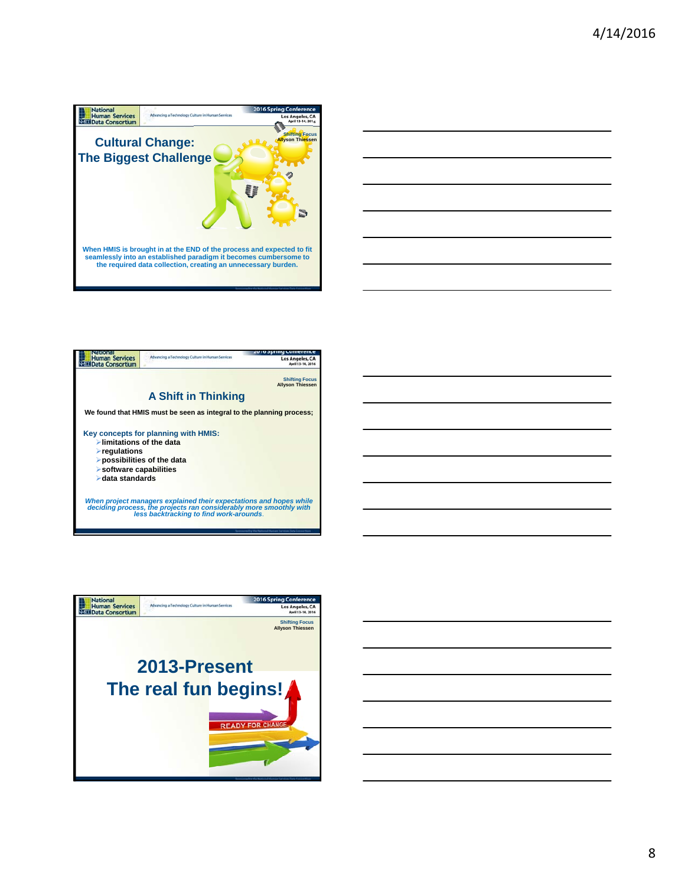## Cultural Change: The Biggest Challenge

Shifting Focus
Allyson Thiessen

When HMIS is brought in at the END of the process and expected to fit seamlessly into an established paradigm it becomes cumbersome to the required data collection, creating an unnecessary burden.

## A Shift in Thinking

Shifting Focus
Allyson Thiessen

**We found that HMIS must be seen as integral to the planning process;**

**Key concepts for planning with HMIS:**

- **limitations of the data**
- **regulations**
- **possibilities of the data**
- **software capabilities**
- **data standards**

*When project managers explained their expectations and hopes while deciding process, the projects ran considerably more smoothly with less backtracking to find work-arounds.*

## 2013-Present
## The real fun begins!

Shifting Focus
Allyson Thiessen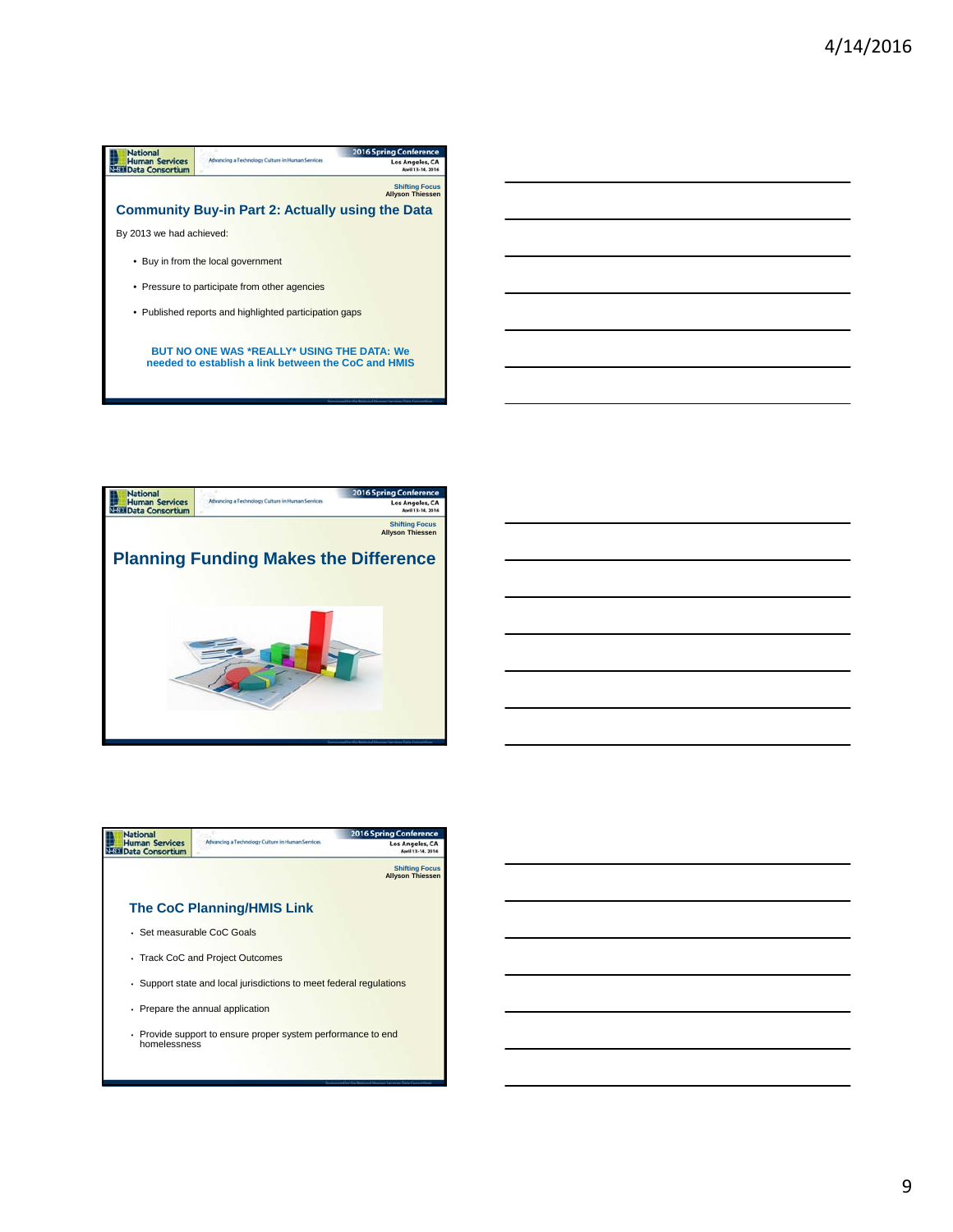## Community Buy-in Part 2: Actually using the Data

By 2013 we had achieved:

- Buy in from the local government
- Pressure to participate from other agencies
- Published reports and highlighted participation gaps

**BUT NO ONE WAS *REALLY* USING THE DATA: We needed to establish a link between the CoC and HMIS**

## Planning Funding Makes the Difference

## The CoC Planning/HMIS Link

- Set measurable CoC Goals
- Track CoC and Project Outcomes
- Support state and local jurisdictions to meet federal regulations
- Prepare the annual application
- Provide support to ensure proper system performance to end homelessness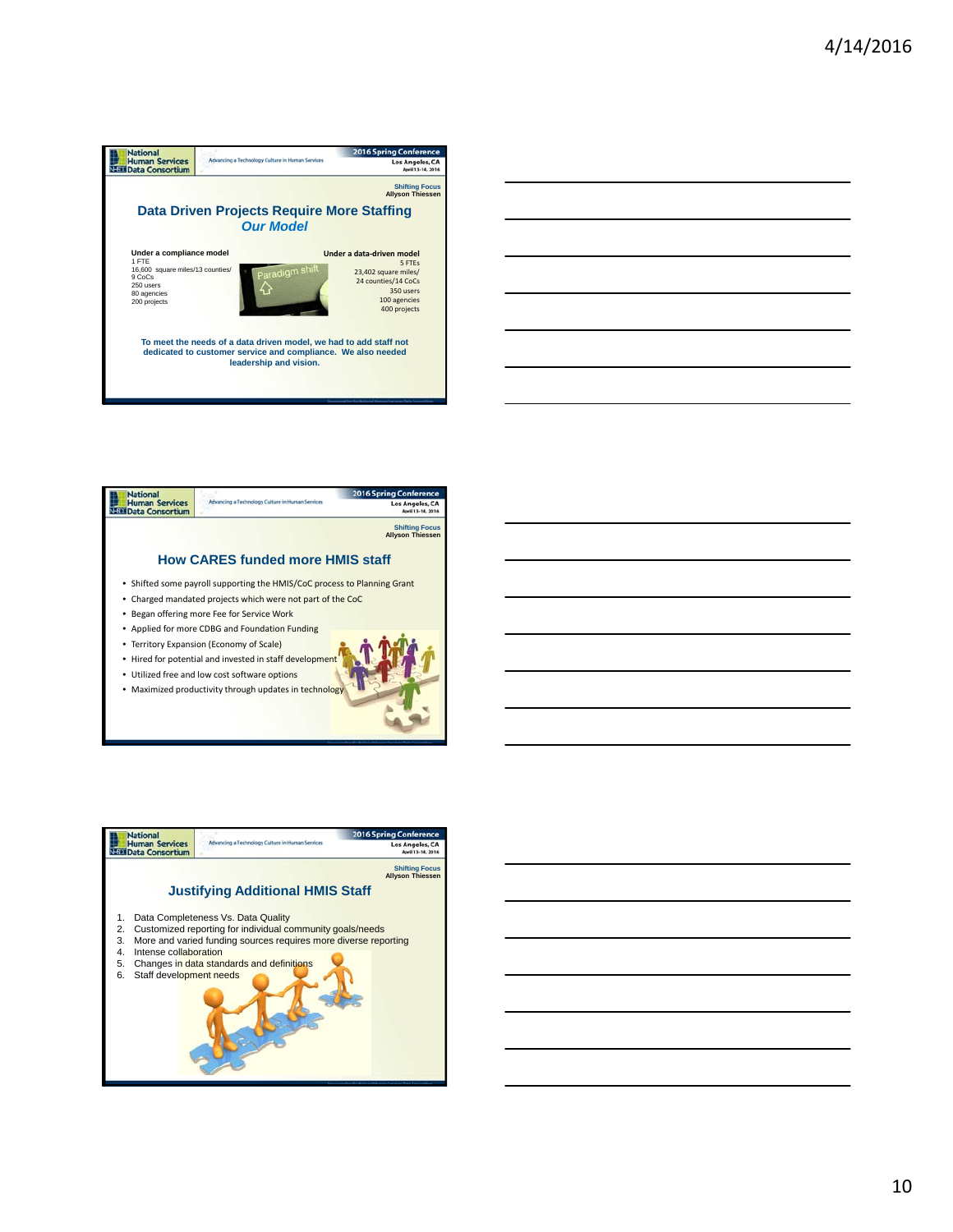## Data Driven Projects Require More Staffing

### *Our Model*

**Under a compliance model**
1 FTE
16,600 square miles/13 counties/
9 CoCs
250 users
80 agencies
200 projects

**Under a data-driven model**
5 FTEs
23,402 square miles/
24 counties/14 CoCs
350 users
100 agencies
400 projects

Paradigm shift

**To meet the needs of a data driven model, we had to add staff not dedicated to customer service and compliance. We also needed leadership and vision.**

## How CARES funded more HMIS staff

- Shifted some payroll supporting the HMIS/CoC process to Planning Grant
- Charged mandated projects which were not part of the CoC
- Began offering more Fee for Service Work
- Applied for more CDBG and Foundation Funding
- Territory Expansion (Economy of Scale)
- Hired for potential and invested in staff development
- Utilized free and low cost software options
- Maximized productivity through updates in technology

## Justifying Additional HMIS Staff

1. Data Completeness Vs. Data Quality
2. Customized reporting for individual community goals/needs
3. More and varied funding sources requires more diverse reporting
4. Intense collaboration
5. Changes in data standards and definitions
6. Staff development needs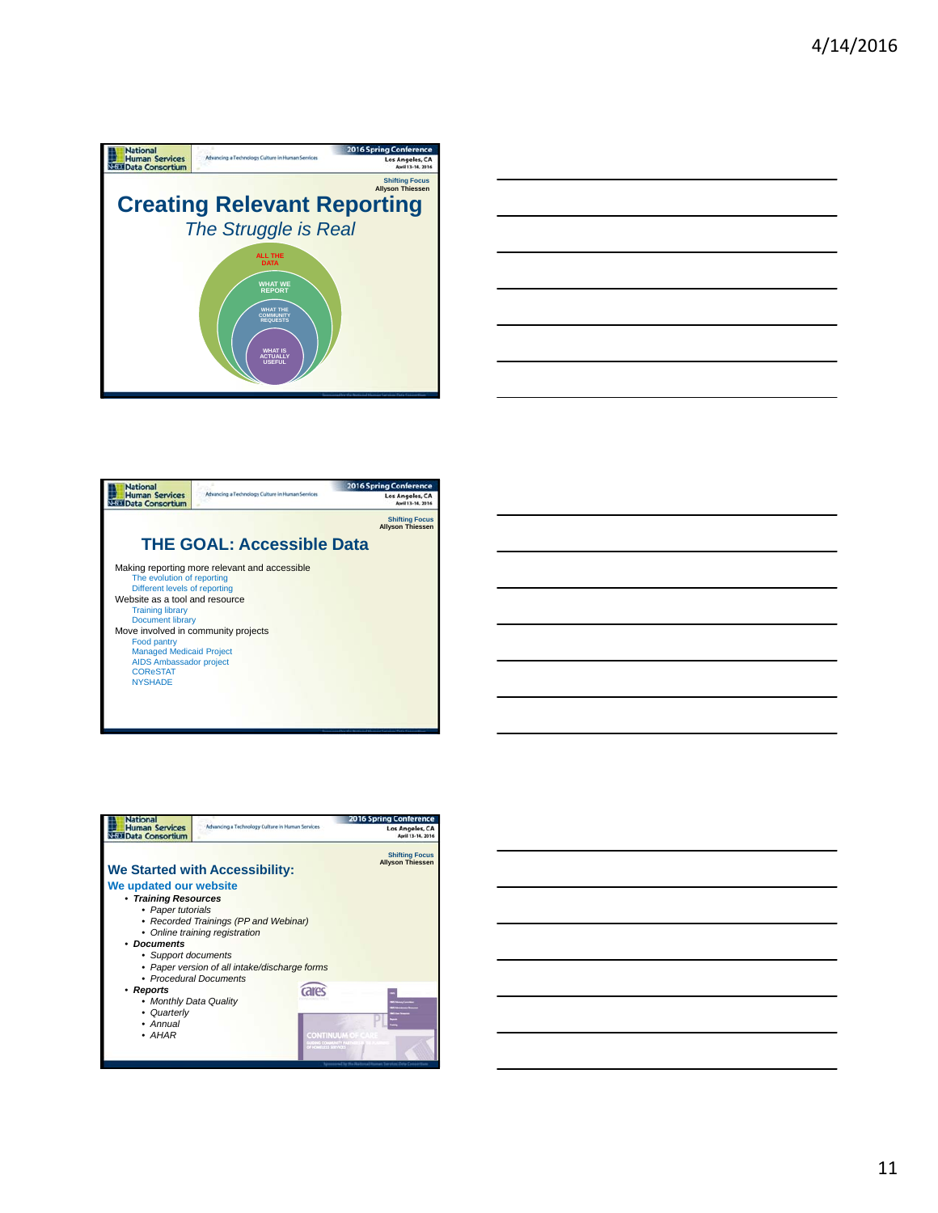## Creating Relevant Reporting

*The Struggle is Real*

Shifting Focus
Allyson Thiessen

- ALL THE DATA
- WHAT WE REPORT
- WHAT THE COMMUNITY REQUESTS
- WHAT IS ACTUALLY USEFUL

## THE GOAL: Accessible Data

Shifting Focus
Allyson Thiessen

Making reporting more relevant and accessible
- The evolution of reporting
- Different levels of reporting

Website as a tool and resource
- Training library
- Document library

Move involved in community projects
- Food pantry
- Managed Medicaid Project
- AIDS Ambassador project
- COReSTAT
- NYSHADE

## We Started with Accessibility:

Shifting Focus
Allyson Thiessen

### We updated our website

- ***Training Resources***
  - *Paper tutorials*
  - *Recorded Trainings (PP and Webinar)*
  - *Online training registration*
- ***Documents***
  - *Support documents*
  - *Paper version of all intake/discharge forms*
  - *Procedural Documents*
- ***Reports***
  - *Monthly Data Quality*
  - *Quarterly*
  - *Annual*
  - *AHAR*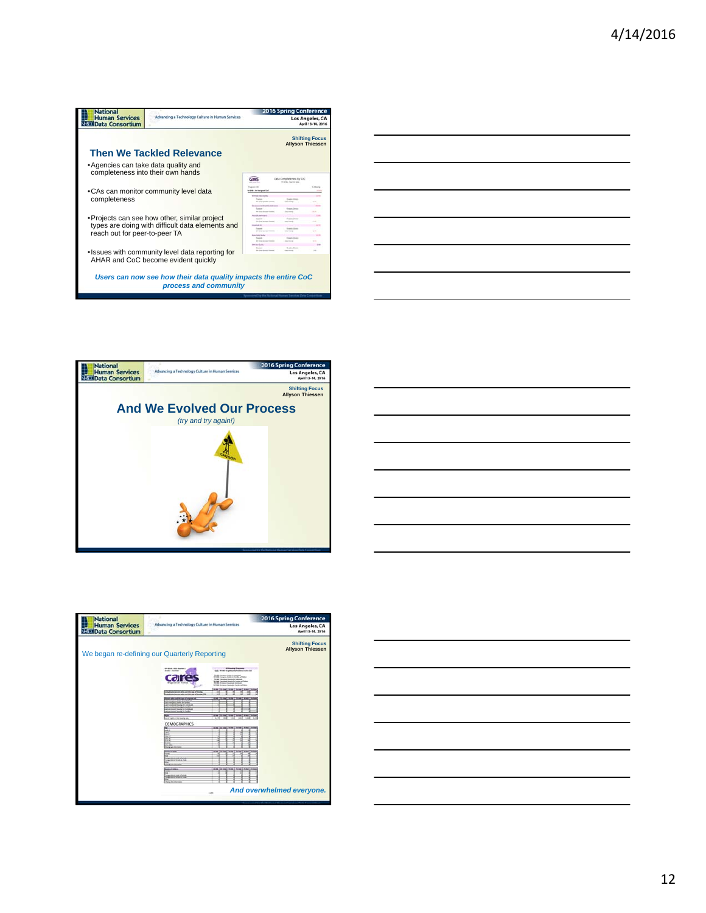## Then We Tackled Relevance

- Agencies can take data quality and completeness into their own hands
- CAs can monitor community level data completeness
- Projects can see how other, similar project types are doing with difficult data elements and reach out for peer-to-peer TA
- Issues with community level data reporting for AHAR and CoC become evident quickly

*Users can now see how their data quality impacts the entire CoC process and community*

## And We Evolved Our Process

*(try and try again!)*

We began re-defining our Quarterly Reporting

*And overwhelmed everyone.*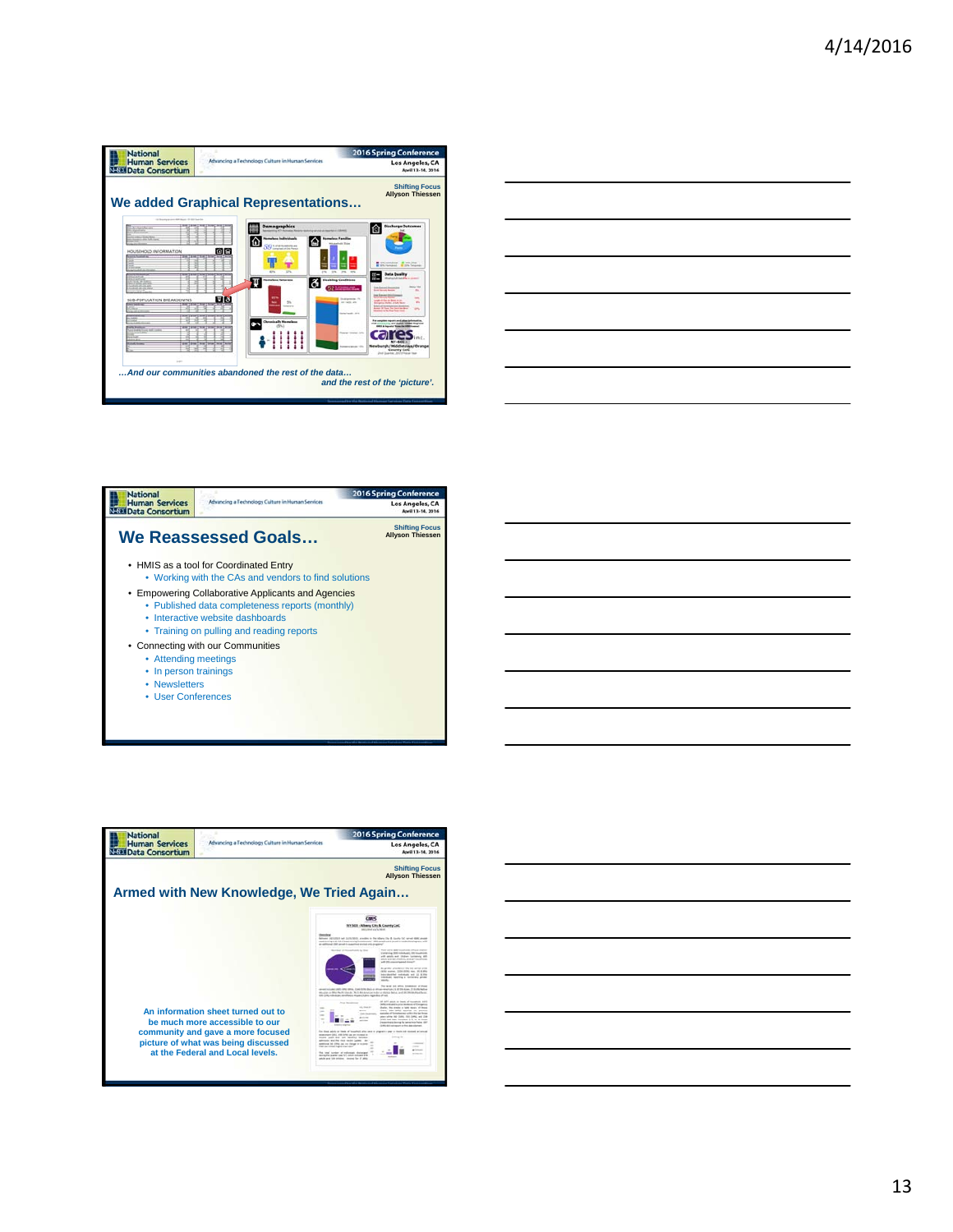## We added Graphical Representations…

*…And our communities abandoned the rest of the data…*
*and the rest of the 'picture'.*

## We Reassessed Goals…

- HMIS as a tool for Coordinated Entry
  - Working with the CAs and vendors to find solutions
- Empowering Collaborative Applicants and Agencies
  - Published data completeness reports (monthly)
  - Interactive website dashboards
  - Training on pulling and reading reports
- Connecting with our Communities
  - Attending meetings
  - In person trainings
  - Newsletters
  - User Conferences

## Armed with New Knowledge, We Tried Again…

**An information sheet turned out to be much more accessible to our community and gave a more focused picture of what was being discussed at the Federal and Local levels.**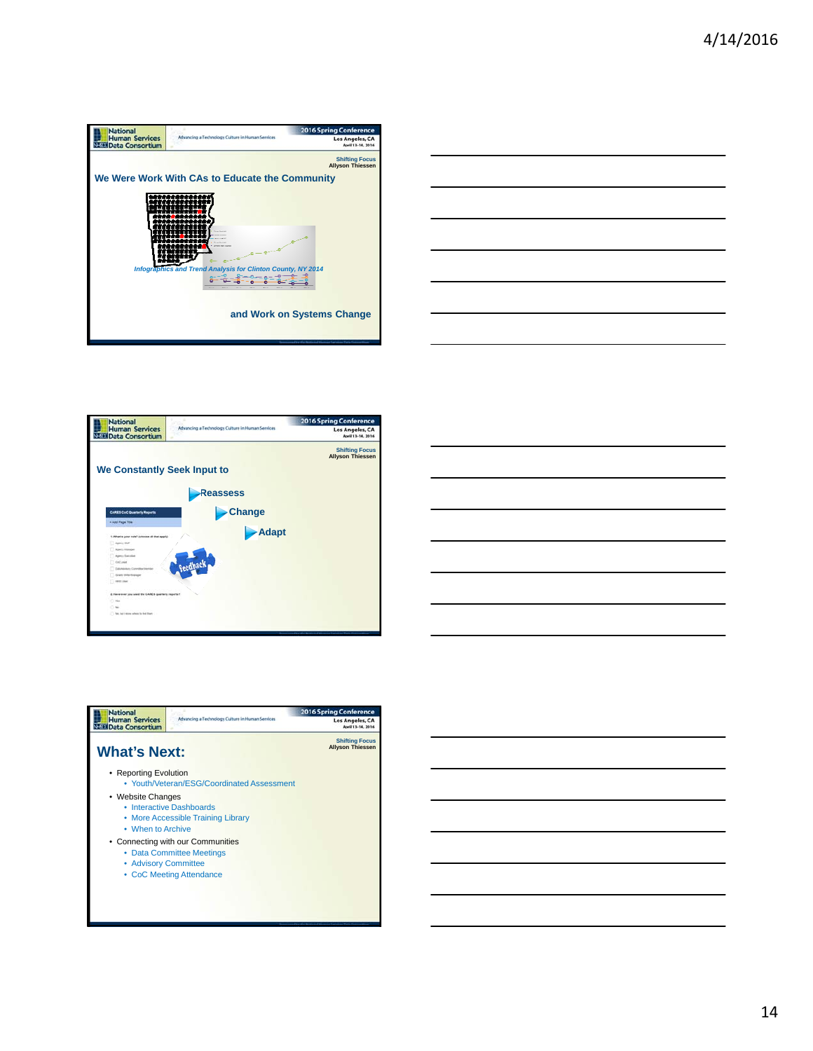## We Were Work With CAs to Educate the Community

*Infographics and Trend Analysis for Clinton County, NY 2014*

**and Work on Systems Change**

---

## We Constantly Seek Input to

- Reassess
- Change
- Adapt

---

## What's Next:

- Reporting Evolution
  - Youth/Veteran/ESG/Coordinated Assessment
- Website Changes
  - Interactive Dashboards
  - More Accessible Training Library
  - When to Archive
- Connecting with our Communities
  - Data Committee Meetings
  - Advisory Committee
  - CoC Meeting Attendance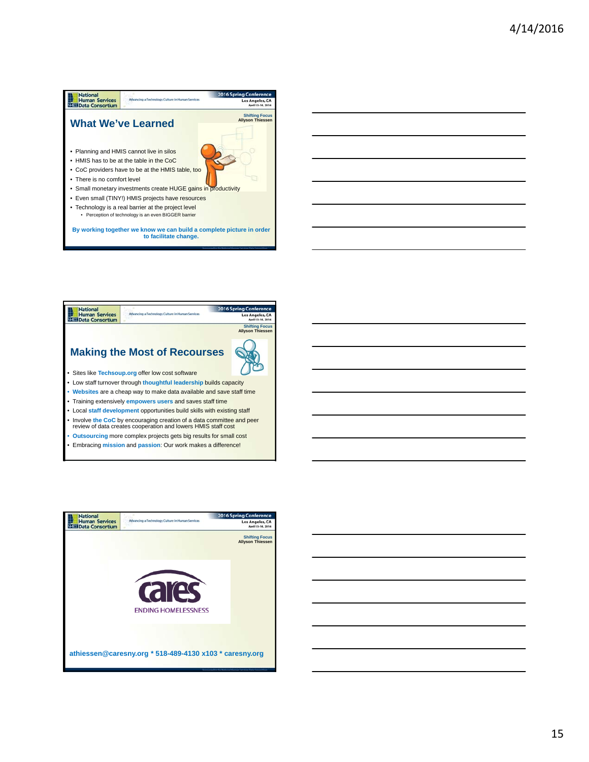## What We've Learned

- Planning and HMIS cannot live in silos
- HMIS has to be at the table in the CoC
- CoC providers have to be at the HMIS table, too
- There is no comfort level
- Small monetary investments create HUGE gains in productivity
- Even small (TINY!) HMIS projects have resources
- Technology is a real barrier at the project level
  - Perception of technology is an even BIGGER barrier

**By working together we know we can build a complete picture in order to facilitate change.**

## Making the Most of Recourses

- Sites like **Techsoup.org** offer low cost software
- Low staff turnover through **thoughtful leadership** builds capacity
- **Websites** are a cheap way to make data available and save staff time
- Training extensively **empowers users** and saves staff time
- Local **staff development** opportunities build skills with existing staff
- Involve **the CoC** by encouraging creation of a data committee and peer review of data creates cooperation and lowers HMIS staff cost
- **Outsourcing** more complex projects gets big results for small cost
- Embracing **mission** and **passion**: Our work makes a difference!

cares

ENDING HOMELESSNESS

**athiessen@caresny.org * 518-489-4130 x103 * caresny.org**